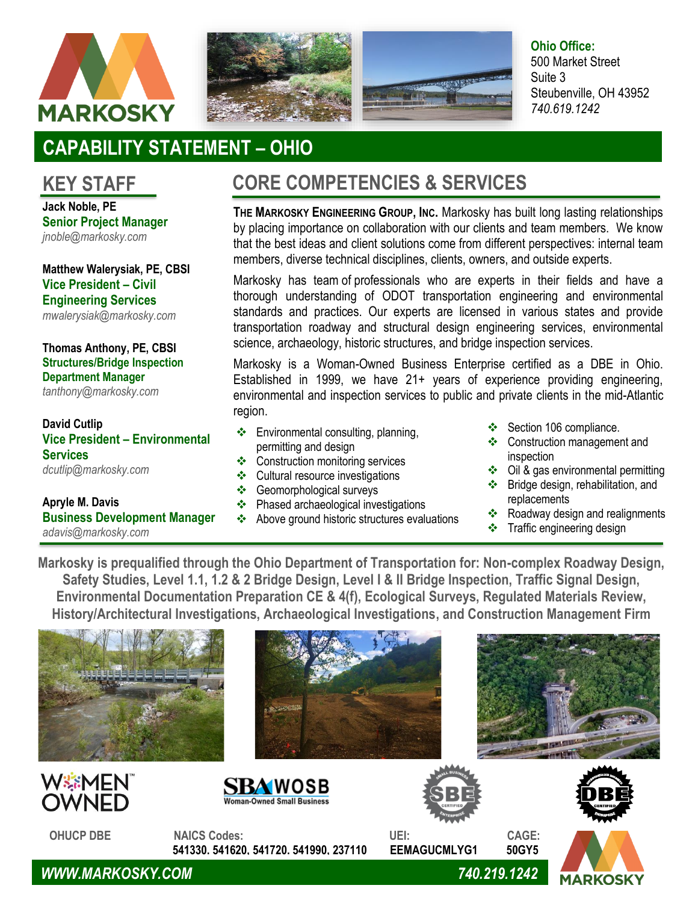MARKOSKY

**Ohio Office:**
500 Market Street
Suite 3
Steubenville, OH 43952
*740.619.1242*

# CAPABILITY STATEMENT – OHIO

## KEY STAFF

**Jack Noble, PE**
**Senior Project Manager**
*jnoble@markosky.com*

**Matthew Walerysiak, PE, CBSI**
**Vice President – Civil Engineering Services**
*mwalerysiak@markosky.com*

**Thomas Anthony, PE, CBSI**
**Structures/Bridge Inspection Department Manager**
*tanthony@markosky.com*

**David Cutlip**
**Vice President – Environmental Services**
*dcutlip@markosky.com*

**Apryle M. Davis**
**Business Development Manager**
*adavis@markosky.com*

## CORE COMPETENCIES & SERVICES

**The Markosky Engineering Group, Inc.** Markosky has built long lasting relationships by placing importance on collaboration with our clients and team members. We know that the best ideas and client solutions come from different perspectives: internal team members, diverse technical disciplines, clients, owners, and outside experts.

Markosky has team of professionals who are experts in their fields and have a thorough understanding of ODOT transportation engineering and environmental standards and practices. Our experts are licensed in various states and provide transportation roadway and structural design engineering services, environmental science, archaeology, historic structures, and bridge inspection services.

Markosky is a Woman-Owned Business Enterprise certified as a DBE in Ohio. Established in 1999, we have 21+ years of experience providing engineering, environmental and inspection services to public and private clients in the mid-Atlantic region.

- Environmental consulting, planning, permitting and design
- Construction monitoring services
- Cultural resource investigations
- Geomorphological surveys
- Phased archaeological investigations
- Above ground historic structures evaluations
- Section 106 compliance.
- Construction management and inspection
- Oil & gas environmental permitting
- Bridge design, rehabilitation, and replacements
- Roadway design and realignments
- Traffic engineering design

**Markosky is prequalified through the Ohio Department of Transportation for: Non-complex Roadway Design, Safety Studies, Level 1.1, 1.2 & 2 Bridge Design, Level I & II Bridge Inspection, Traffic Signal Design, Environmental Documentation Preparation CE & 4(f), Ecological Surveys, Regulated Materials Review, History/Architectural Investigations, Archaeological Investigations, and Construction Management Firm**

WOMEN OWNED | SBA WOSB Woman-Owned Small Business | SBE Certified | DBE Certified

**OHUCP DBE**

**NAICS Codes:** 541330, 541620, 541720, 541990, 237110

**UEI:** EEMAGUCMLYG1

**CAGE:** 50GY5

***WWW.MARKOSKY.COM*** ***740.219.1242***

MARKOSKY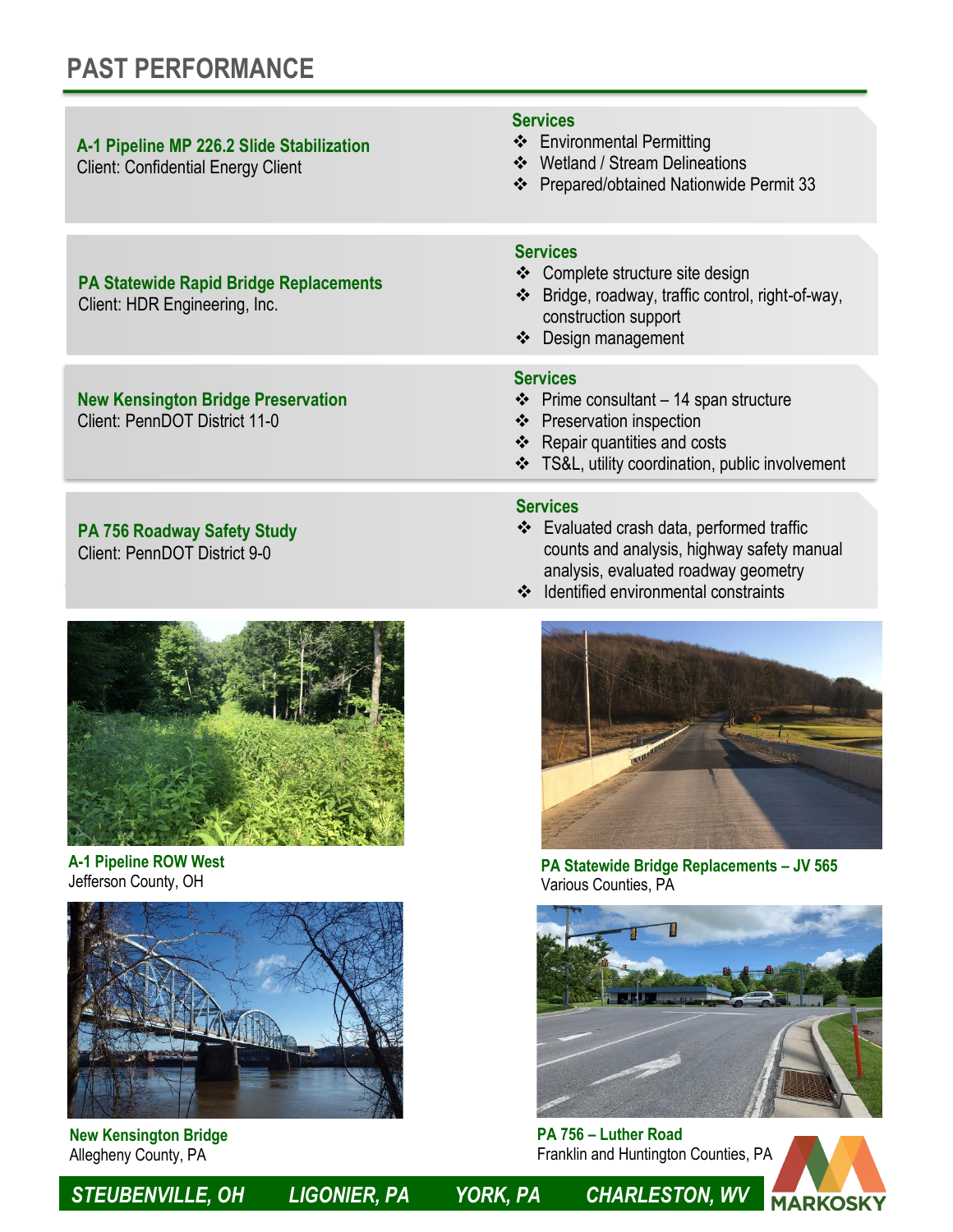## PAST PERFORMANCE

**A-1 Pipeline MP 226.2 Slide Stabilization**
Client: Confidential Energy Client

**Services**
- Environmental Permitting
- Wetland / Stream Delineations
- Prepared/obtained Nationwide Permit 33

**PA Statewide Rapid Bridge Replacements**
Client: HDR Engineering, Inc.

**Services**
- Complete structure site design
- Bridge, roadway, traffic control, right-of-way, construction support
- Design management

**New Kensington Bridge Preservation**
Client: PennDOT District 11-0

**Services**
- Prime consultant – 14 span structure
- Preservation inspection
- Repair quantities and costs
- TS&L, utility coordination, public involvement

**PA 756 Roadway Safety Study**
Client: PennDOT District 9-0

**Services**
- Evaluated crash data, performed traffic counts and analysis, highway safety manual analysis, evaluated roadway geometry
- Identified environmental constraints

**A-1 Pipeline ROW West**
Jefferson County, OH

**PA Statewide Bridge Replacements – JV 565**
Various Counties, PA

**New Kensington Bridge**
Allegheny County, PA

**PA 756 – Luther Road**
Franklin and Huntington Counties, PA

STEUBENVILLE, OH  LIGONIER, PA  YORK, PA  CHARLESTON, WV

MARKOSKY